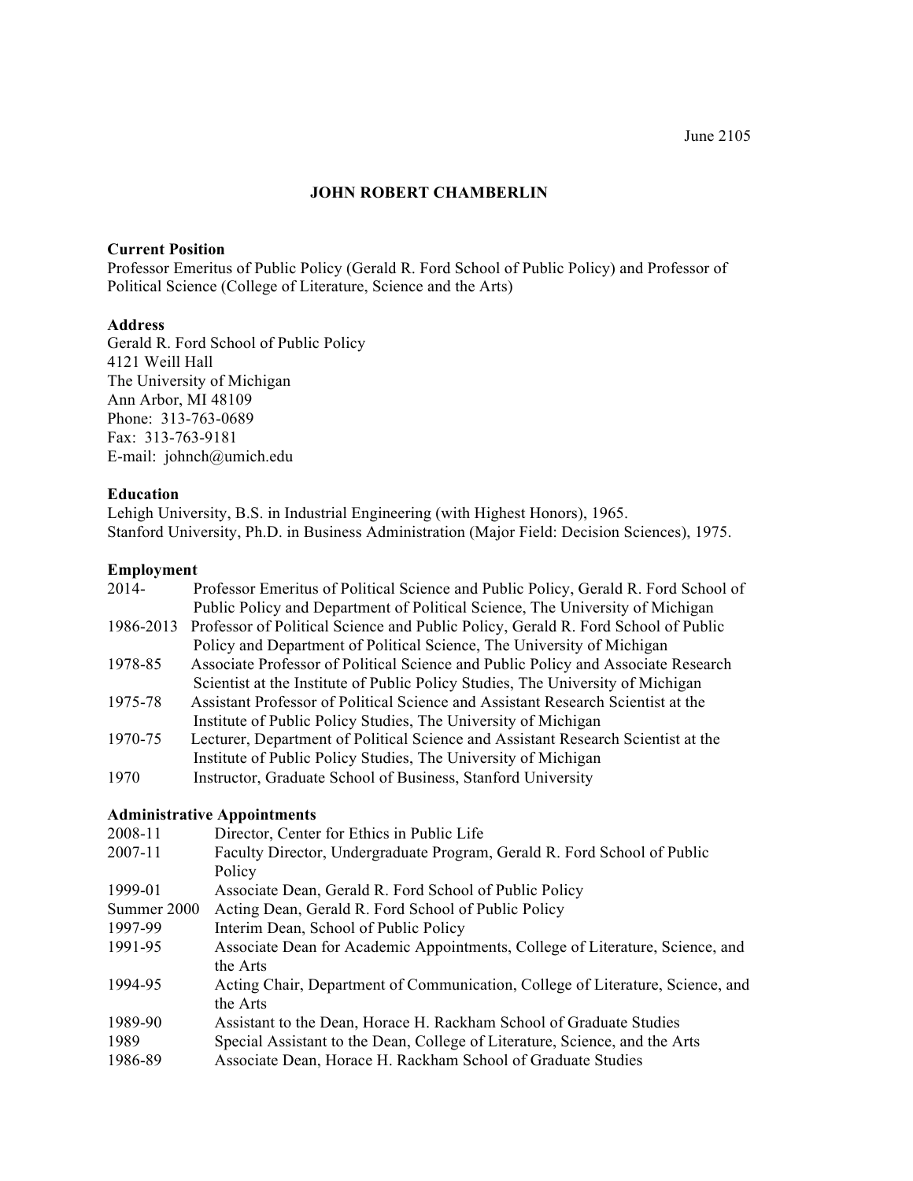June 2105

# JOHN ROBERT CHAMBERLIN

**Current Position**

Professor Emeritus of Public Policy (Gerald R. Ford School of Public Policy) and Professor of Political Science (College of Literature, Science and the Arts)

**Address**

Gerald R. Ford School of Public Policy
4121 Weill Hall
The University of Michigan
Ann Arbor, MI 48109
Phone: 313-763-0689
Fax: 313-763-9181
E-mail: johnch@umich.edu

**Education**

Lehigh University, B.S. in Industrial Engineering (with Highest Honors), 1965.
Stanford University, Ph.D. in Business Administration (Major Field: Decision Sciences), 1975.

**Employment**

| | |
|---|---|
| 2014- | Professor Emeritus of Political Science and Public Policy, Gerald R. Ford School of Public Policy and Department of Political Science, The University of Michigan |
| 1986-2013 | Professor of Political Science and Public Policy, Gerald R. Ford School of Public Policy and Department of Political Science, The University of Michigan |
| 1978-85 | Associate Professor of Political Science and Public Policy and Associate Research Scientist at the Institute of Public Policy Studies, The University of Michigan |
| 1975-78 | Assistant Professor of Political Science and Assistant Research Scientist at the Institute of Public Policy Studies, The University of Michigan |
| 1970-75 | Lecturer, Department of Political Science and Assistant Research Scientist at the Institute of Public Policy Studies, The University of Michigan |
| 1970 | Instructor, Graduate School of Business, Stanford University |

**Administrative Appointments**

| | |
|---|---|
| 2008-11 | Director, Center for Ethics in Public Life |
| 2007-11 | Faculty Director, Undergraduate Program, Gerald R. Ford School of Public Policy |
| 1999-01 | Associate Dean, Gerald R. Ford School of Public Policy |
| Summer 2000 | Acting Dean, Gerald R. Ford School of Public Policy |
| 1997-99 | Interim Dean, School of Public Policy |
| 1991-95 | Associate Dean for Academic Appointments, College of Literature, Science, and the Arts |
| 1994-95 | Acting Chair, Department of Communication, College of Literature, Science, and the Arts |
| 1989-90 | Assistant to the Dean, Horace H. Rackham School of Graduate Studies |
| 1989 | Special Assistant to the Dean, College of Literature, Science, and the Arts |
| 1986-89 | Associate Dean, Horace H. Rackham School of Graduate Studies |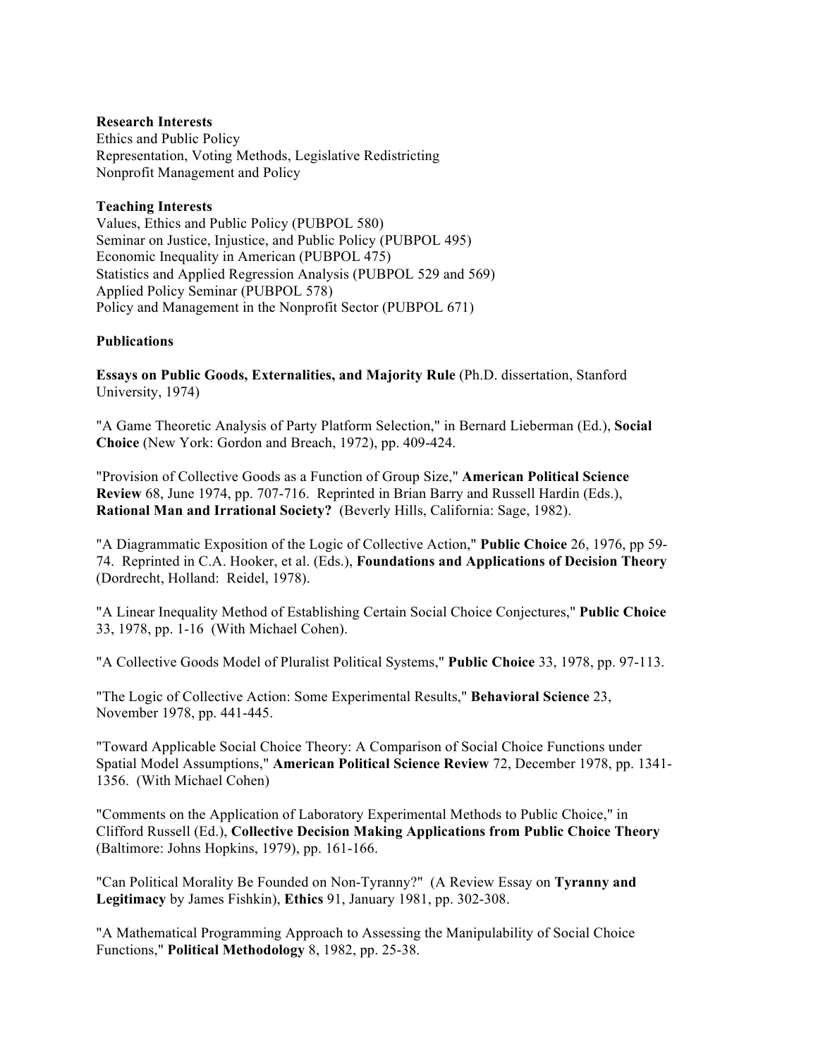**Research Interests**
Ethics and Public Policy
Representation, Voting Methods, Legislative Redistricting
Nonprofit Management and Policy

**Teaching Interests**
Values, Ethics and Public Policy (PUBPOL 580)
Seminar on Justice, Injustice, and Public Policy (PUBPOL 495)
Economic Inequality in American (PUBPOL 475)
Statistics and Applied Regression Analysis (PUBPOL 529 and 569)
Applied Policy Seminar (PUBPOL 578)
Policy and Management in the Nonprofit Sector (PUBPOL 671)

**Publications**

**Essays on Public Goods, Externalities, and Majority Rule** (Ph.D. dissertation, Stanford University, 1974)

"A Game Theoretic Analysis of Party Platform Selection," in Bernard Lieberman (Ed.), **Social Choice** (New York: Gordon and Breach, 1972), pp. 409-424.

"Provision of Collective Goods as a Function of Group Size," **American Political Science Review** 68, June 1974, pp. 707-716. Reprinted in Brian Barry and Russell Hardin (Eds.), **Rational Man and Irrational Society?** (Beverly Hills, California: Sage, 1982).

"A Diagrammatic Exposition of the Logic of Collective Action," **Public Choice** 26, 1976, pp 59-74. Reprinted in C.A. Hooker, et al. (Eds.), **Foundations and Applications of Decision Theory** (Dordrecht, Holland: Reidel, 1978).

"A Linear Inequality Method of Establishing Certain Social Choice Conjectures," **Public Choice** 33, 1978, pp. 1-16 (With Michael Cohen).

"A Collective Goods Model of Pluralist Political Systems," **Public Choice** 33, 1978, pp. 97-113.

"The Logic of Collective Action: Some Experimental Results," **Behavioral Science** 23, November 1978, pp. 441-445.

"Toward Applicable Social Choice Theory: A Comparison of Social Choice Functions under Spatial Model Assumptions," **American Political Science Review** 72, December 1978, pp. 1341-1356. (With Michael Cohen)

"Comments on the Application of Laboratory Experimental Methods to Public Choice," in Clifford Russell (Ed.), **Collective Decision Making Applications from Public Choice Theory** (Baltimore: Johns Hopkins, 1979), pp. 161-166.

"Can Political Morality Be Founded on Non-Tyranny?" (A Review Essay on **Tyranny and Legitimacy** by James Fishkin), **Ethics** 91, January 1981, pp. 302-308.

"A Mathematical Programming Approach to Assessing the Manipulability of Social Choice Functions," **Political Methodology** 8, 1982, pp. 25-38.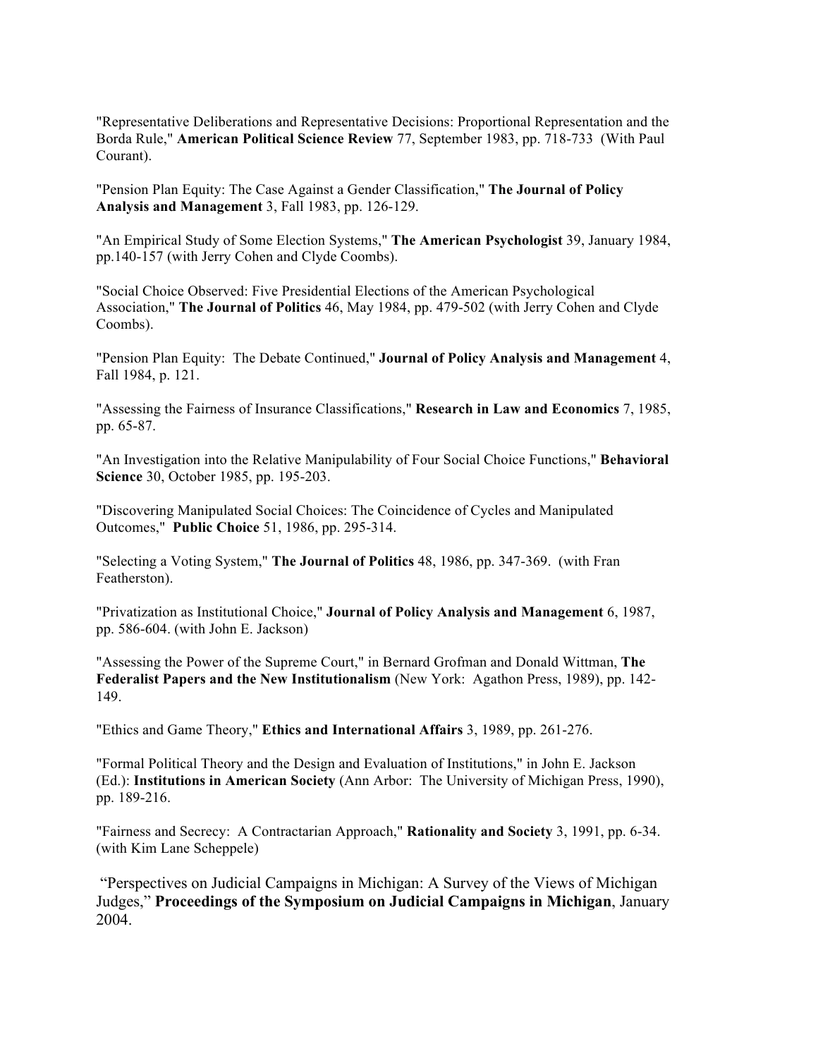"Representative Deliberations and Representative Decisions: Proportional Representation and the Borda Rule," **American Political Science Review** 77, September 1983, pp. 718-733 (With Paul Courant).

"Pension Plan Equity: The Case Against a Gender Classification," **The Journal of Policy Analysis and Management** 3, Fall 1983, pp. 126-129.

"An Empirical Study of Some Election Systems," **The American Psychologist** 39, January 1984, pp.140-157 (with Jerry Cohen and Clyde Coombs).

"Social Choice Observed: Five Presidential Elections of the American Psychological Association," **The Journal of Politics** 46, May 1984, pp. 479-502 (with Jerry Cohen and Clyde Coombs).

"Pension Plan Equity: The Debate Continued," **Journal of Policy Analysis and Management** 4, Fall 1984, p. 121.

"Assessing the Fairness of Insurance Classifications," **Research in Law and Economics** 7, 1985, pp. 65-87.

"An Investigation into the Relative Manipulability of Four Social Choice Functions," **Behavioral Science** 30, October 1985, pp. 195-203.

"Discovering Manipulated Social Choices: The Coincidence of Cycles and Manipulated Outcomes," **Public Choice** 51, 1986, pp. 295-314.

"Selecting a Voting System," **The Journal of Politics** 48, 1986, pp. 347-369. (with Fran Featherston).

"Privatization as Institutional Choice," **Journal of Policy Analysis and Management** 6, 1987, pp. 586-604. (with John E. Jackson)

"Assessing the Power of the Supreme Court," in Bernard Grofman and Donald Wittman, **The Federalist Papers and the New Institutionalism** (New York: Agathon Press, 1989), pp. 142-149.

"Ethics and Game Theory," **Ethics and International Affairs** 3, 1989, pp. 261-276.

"Formal Political Theory and the Design and Evaluation of Institutions," in John E. Jackson (Ed.): **Institutions in American Society** (Ann Arbor: The University of Michigan Press, 1990), pp. 189-216.

"Fairness and Secrecy: A Contractarian Approach," **Rationality and Society** 3, 1991, pp. 6-34. (with Kim Lane Scheppele)

"Perspectives on Judicial Campaigns in Michigan: A Survey of the Views of Michigan Judges," **Proceedings of the Symposium on Judicial Campaigns in Michigan**, January 2004.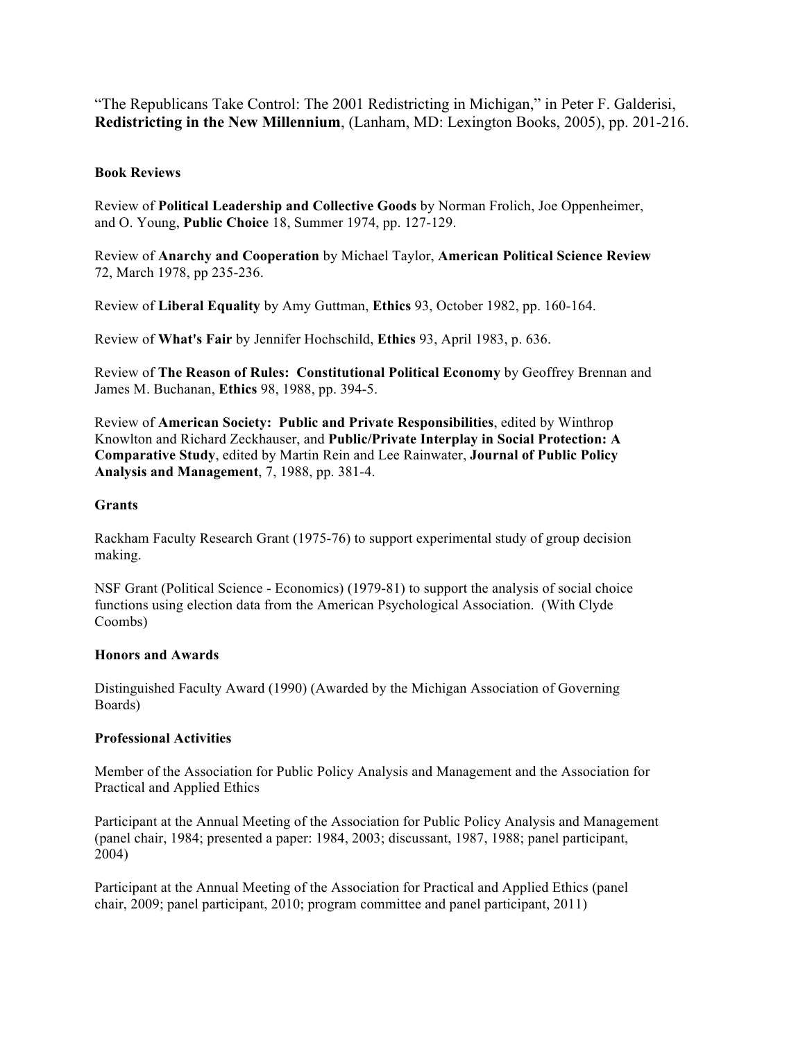"The Republicans Take Control: The 2001 Redistricting in Michigan," in Peter F. Galderisi, **Redistricting in the New Millennium**, (Lanham, MD: Lexington Books, 2005), pp. 201-216.

### Book Reviews

Review of **Political Leadership and Collective Goods** by Norman Frolich, Joe Oppenheimer, and O. Young, **Public Choice** 18, Summer 1974, pp. 127-129.

Review of **Anarchy and Cooperation** by Michael Taylor, **American Political Science Review** 72, March 1978, pp 235-236.

Review of **Liberal Equality** by Amy Guttman, **Ethics** 93, October 1982, pp. 160-164.

Review of **What's Fair** by Jennifer Hochschild, **Ethics** 93, April 1983, p. 636.

Review of **The Reason of Rules: Constitutional Political Economy** by Geoffrey Brennan and James M. Buchanan, **Ethics** 98, 1988, pp. 394-5.

Review of **American Society: Public and Private Responsibilities**, edited by Winthrop Knowlton and Richard Zeckhauser, and **Public/Private Interplay in Social Protection: A Comparative Study**, edited by Martin Rein and Lee Rainwater, **Journal of Public Policy Analysis and Management**, 7, 1988, pp. 381-4.

### Grants

Rackham Faculty Research Grant (1975-76) to support experimental study of group decision making.

NSF Grant (Political Science - Economics) (1979-81) to support the analysis of social choice functions using election data from the American Psychological Association. (With Clyde Coombs)

### Honors and Awards

Distinguished Faculty Award (1990) (Awarded by the Michigan Association of Governing Boards)

### Professional Activities

Member of the Association for Public Policy Analysis and Management and the Association for Practical and Applied Ethics

Participant at the Annual Meeting of the Association for Public Policy Analysis and Management (panel chair, 1984; presented a paper: 1984, 2003; discussant, 1987, 1988; panel participant, 2004)

Participant at the Annual Meeting of the Association for Practical and Applied Ethics (panel chair, 2009; panel participant, 2010; program committee and panel participant, 2011)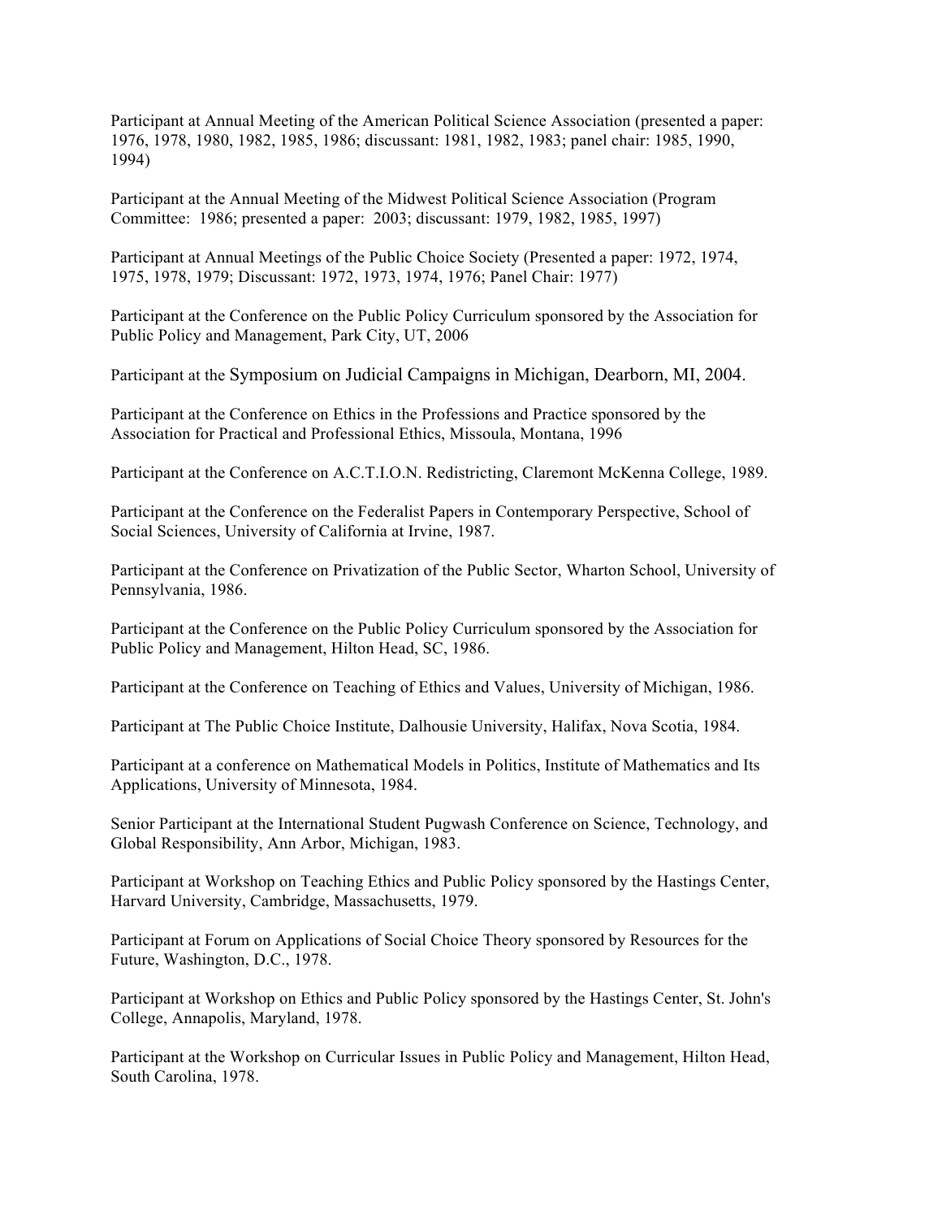Participant at Annual Meeting of the American Political Science Association (presented a paper: 1976, 1978, 1980, 1982, 1985, 1986; discussant: 1981, 1982, 1983; panel chair: 1985, 1990, 1994)

Participant at the Annual Meeting of the Midwest Political Science Association (Program Committee: 1986; presented a paper: 2003; discussant: 1979, 1982, 1985, 1997)

Participant at Annual Meetings of the Public Choice Society (Presented a paper: 1972, 1974, 1975, 1978, 1979; Discussant: 1972, 1973, 1974, 1976; Panel Chair: 1977)

Participant at the Conference on the Public Policy Curriculum sponsored by the Association for Public Policy and Management, Park City, UT, 2006

Participant at the Symposium on Judicial Campaigns in Michigan, Dearborn, MI, 2004.

Participant at the Conference on Ethics in the Professions and Practice sponsored by the Association for Practical and Professional Ethics, Missoula, Montana, 1996

Participant at the Conference on A.C.T.I.O.N. Redistricting, Claremont McKenna College, 1989.

Participant at the Conference on the Federalist Papers in Contemporary Perspective, School of Social Sciences, University of California at Irvine, 1987.

Participant at the Conference on Privatization of the Public Sector, Wharton School, University of Pennsylvania, 1986.

Participant at the Conference on the Public Policy Curriculum sponsored by the Association for Public Policy and Management, Hilton Head, SC, 1986.

Participant at the Conference on Teaching of Ethics and Values, University of Michigan, 1986.

Participant at The Public Choice Institute, Dalhousie University, Halifax, Nova Scotia, 1984.

Participant at a conference on Mathematical Models in Politics, Institute of Mathematics and Its Applications, University of Minnesota, 1984.

Senior Participant at the International Student Pugwash Conference on Science, Technology, and Global Responsibility, Ann Arbor, Michigan, 1983.

Participant at Workshop on Teaching Ethics and Public Policy sponsored by the Hastings Center, Harvard University, Cambridge, Massachusetts, 1979.

Participant at Forum on Applications of Social Choice Theory sponsored by Resources for the Future, Washington, D.C., 1978.

Participant at Workshop on Ethics and Public Policy sponsored by the Hastings Center, St. John's College, Annapolis, Maryland, 1978.

Participant at the Workshop on Curricular Issues in Public Policy and Management, Hilton Head, South Carolina, 1978.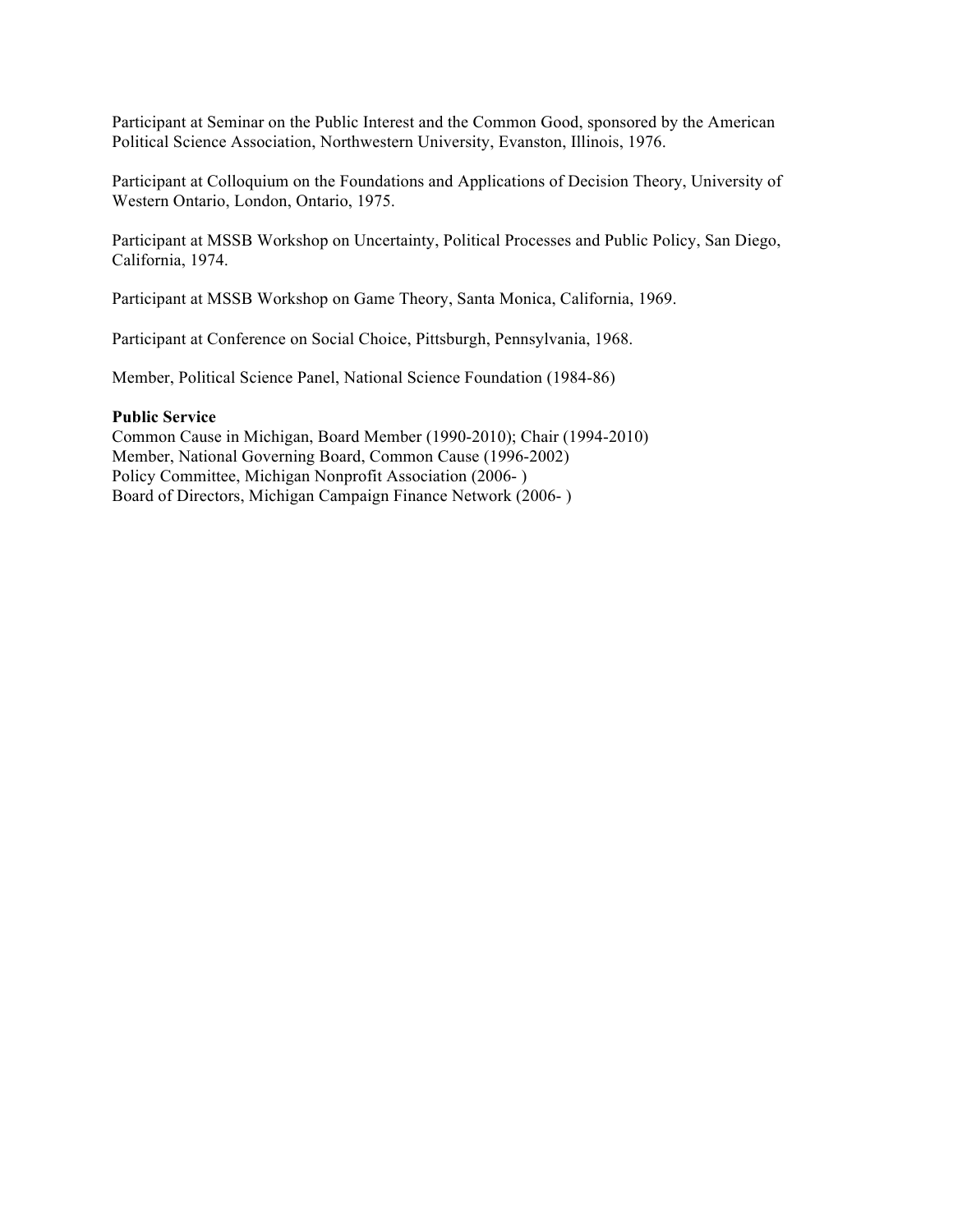Participant at Seminar on the Public Interest and the Common Good, sponsored by the American Political Science Association, Northwestern University, Evanston, Illinois, 1976.

Participant at Colloquium on the Foundations and Applications of Decision Theory, University of Western Ontario, London, Ontario, 1975.

Participant at MSSB Workshop on Uncertainty, Political Processes and Public Policy, San Diego, California, 1974.

Participant at MSSB Workshop on Game Theory, Santa Monica, California, 1969.

Participant at Conference on Social Choice, Pittsburgh, Pennsylvania, 1968.

Member, Political Science Panel, National Science Foundation (1984-86)

**Public Service**

Common Cause in Michigan, Board Member (1990-2010); Chair (1994-2010)
Member, National Governing Board, Common Cause (1996-2002)
Policy Committee, Michigan Nonprofit Association (2006- )
Board of Directors, Michigan Campaign Finance Network (2006- )